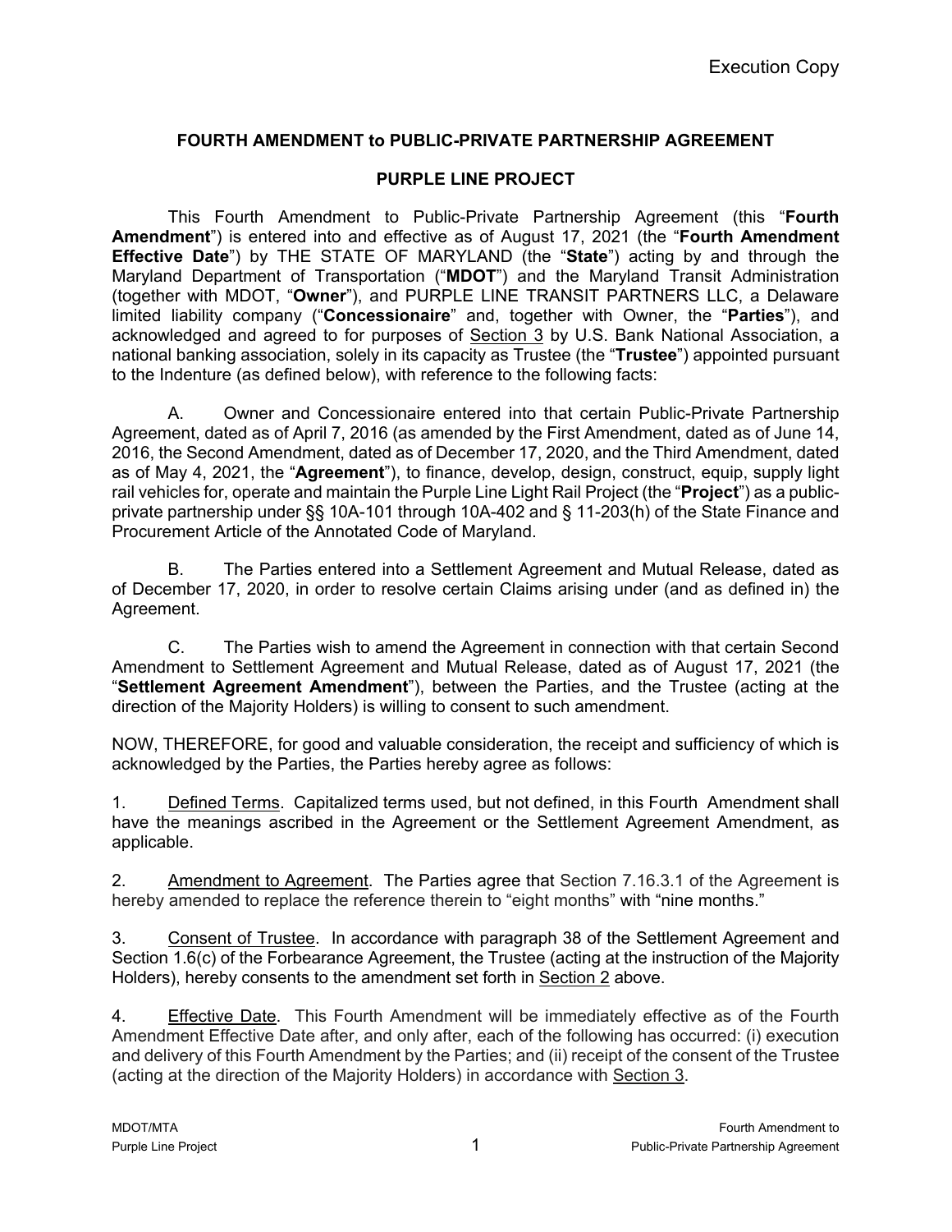Execution Copy

## FOURTH AMENDMENT to PUBLIC-PRIVATE PARTNERSHIP AGREEMENT

## PURPLE LINE PROJECT

This Fourth Amendment to Public-Private Partnership Agreement (this "**Fourth Amendment**") is entered into and effective as of August 17, 2021 (the "**Fourth Amendment Effective Date**") by THE STATE OF MARYLAND (the "**State**") acting by and through the Maryland Department of Transportation ("**MDOT**") and the Maryland Transit Administration (together with MDOT, "**Owner**"), and PURPLE LINE TRANSIT PARTNERS LLC, a Delaware limited liability company ("**Concessionaire**" and, together with Owner, the "**Parties**"), and acknowledged and agreed to for purposes of Section 3 by U.S. Bank National Association, a national banking association, solely in its capacity as Trustee (the "**Trustee**") appointed pursuant to the Indenture (as defined below), with reference to the following facts:

A. Owner and Concessionaire entered into that certain Public-Private Partnership Agreement, dated as of April 7, 2016 (as amended by the First Amendment, dated as of June 14, 2016, the Second Amendment, dated as of December 17, 2020, and the Third Amendment, dated as of May 4, 2021, the "**Agreement**"), to finance, develop, design, construct, equip, supply light rail vehicles for, operate and maintain the Purple Line Light Rail Project (the "**Project**") as a public-private partnership under §§ 10A-101 through 10A-402 and § 11-203(h) of the State Finance and Procurement Article of the Annotated Code of Maryland.

B. The Parties entered into a Settlement Agreement and Mutual Release, dated as of December 17, 2020, in order to resolve certain Claims arising under (and as defined in) the Agreement.

C. The Parties wish to amend the Agreement in connection with that certain Second Amendment to Settlement Agreement and Mutual Release, dated as of August 17, 2021 (the "**Settlement Agreement Amendment**"), between the Parties, and the Trustee (acting at the direction of the Majority Holders) is willing to consent to such amendment.

NOW, THEREFORE, for good and valuable consideration, the receipt and sufficiency of which is acknowledged by the Parties, the Parties hereby agree as follows:

1. Defined Terms. Capitalized terms used, but not defined, in this Fourth Amendment shall have the meanings ascribed in the Agreement or the Settlement Agreement Amendment, as applicable.

2. Amendment to Agreement. The Parties agree that Section 7.16.3.1 of the Agreement is hereby amended to replace the reference therein to "eight months" with "nine months."

3. Consent of Trustee. In accordance with paragraph 38 of the Settlement Agreement and Section 1.6(c) of the Forbearance Agreement, the Trustee (acting at the instruction of the Majority Holders), hereby consents to the amendment set forth in Section 2 above.

4. Effective Date. This Fourth Amendment will be immediately effective as of the Fourth Amendment Effective Date after, and only after, each of the following has occurred: (i) execution and delivery of this Fourth Amendment by the Parties; and (ii) receipt of the consent of the Trustee (acting at the direction of the Majority Holders) in accordance with Section 3.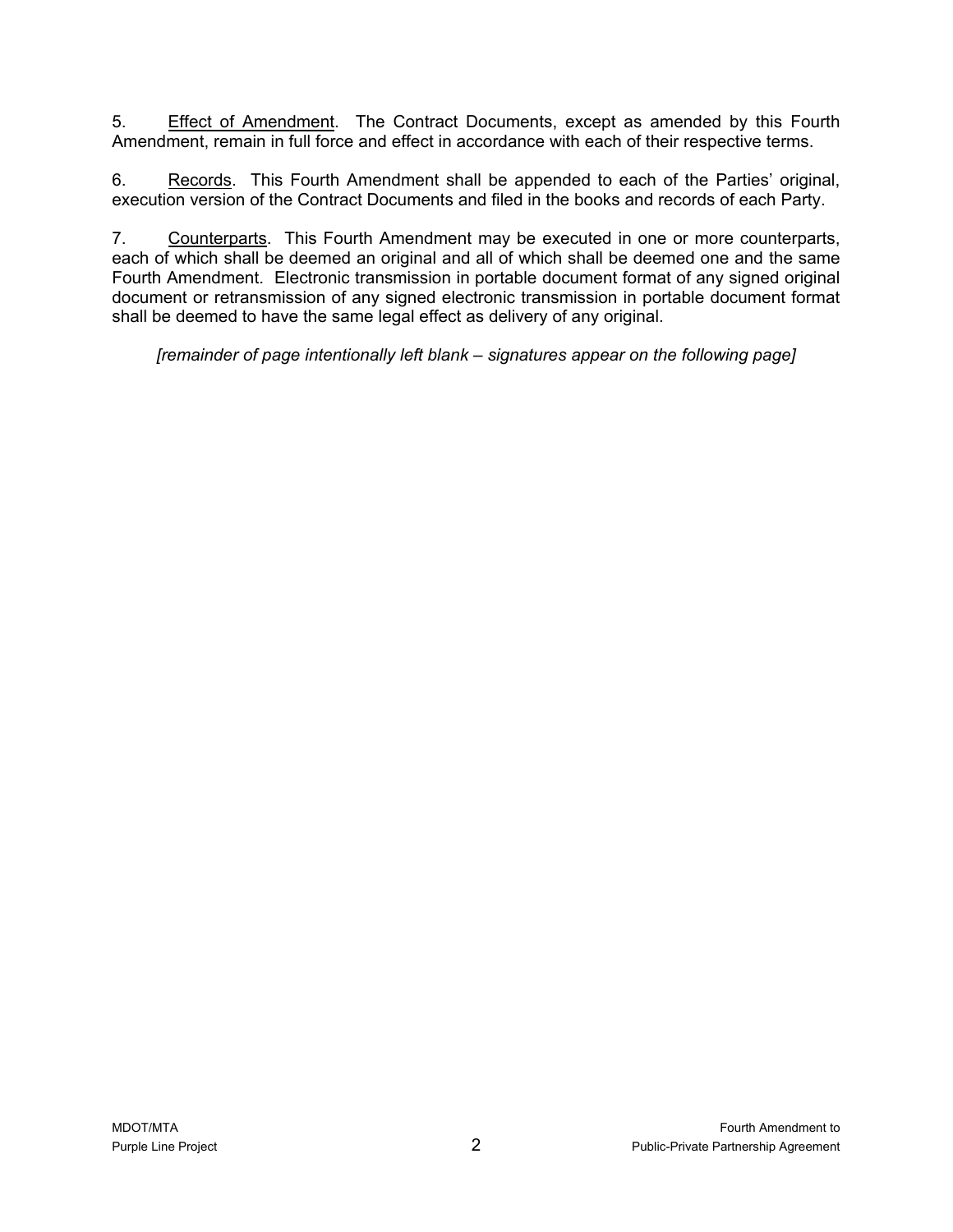5. <u>Effect of Amendment</u>. The Contract Documents, except as amended by this Fourth Amendment, remain in full force and effect in accordance with each of their respective terms.

6. <u>Records</u>. This Fourth Amendment shall be appended to each of the Parties' original, execution version of the Contract Documents and filed in the books and records of each Party.

7. <u>Counterparts</u>. This Fourth Amendment may be executed in one or more counterparts, each of which shall be deemed an original and all of which shall be deemed one and the same Fourth Amendment. Electronic transmission in portable document format of any signed original document or retransmission of any signed electronic transmission in portable document format shall be deemed to have the same legal effect as delivery of any original.

*[remainder of page intentionally left blank – signatures appear on the following page]*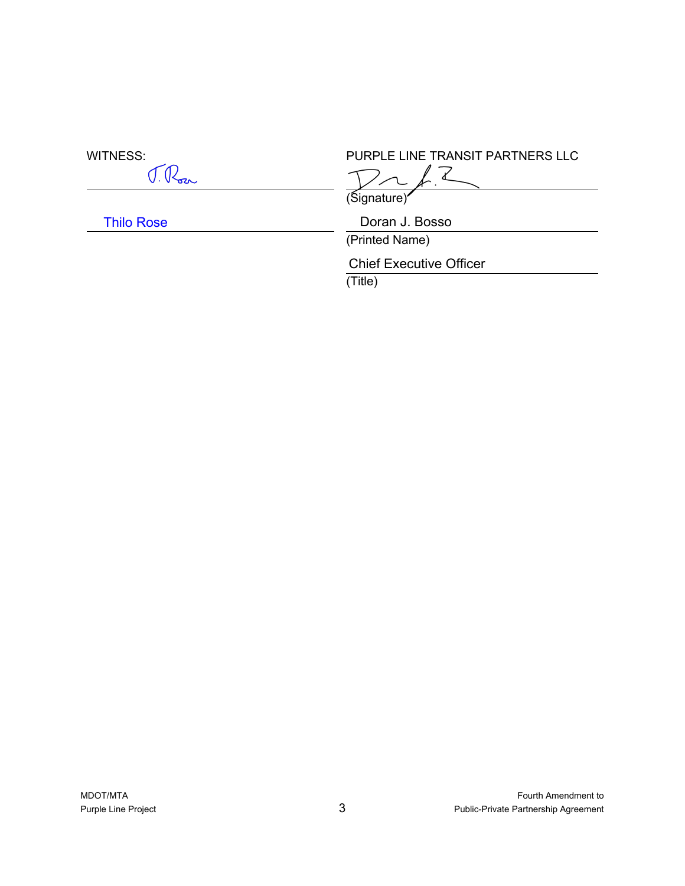| WITNESS: | PURPLE LINE TRANSIT PARTNERS LLC |
|---|---|
| | (Signature) |
| Thilo Rose | Doran J. Bosso |
| | (Printed Name) |
| | Chief Executive Officer |
| | (Title) |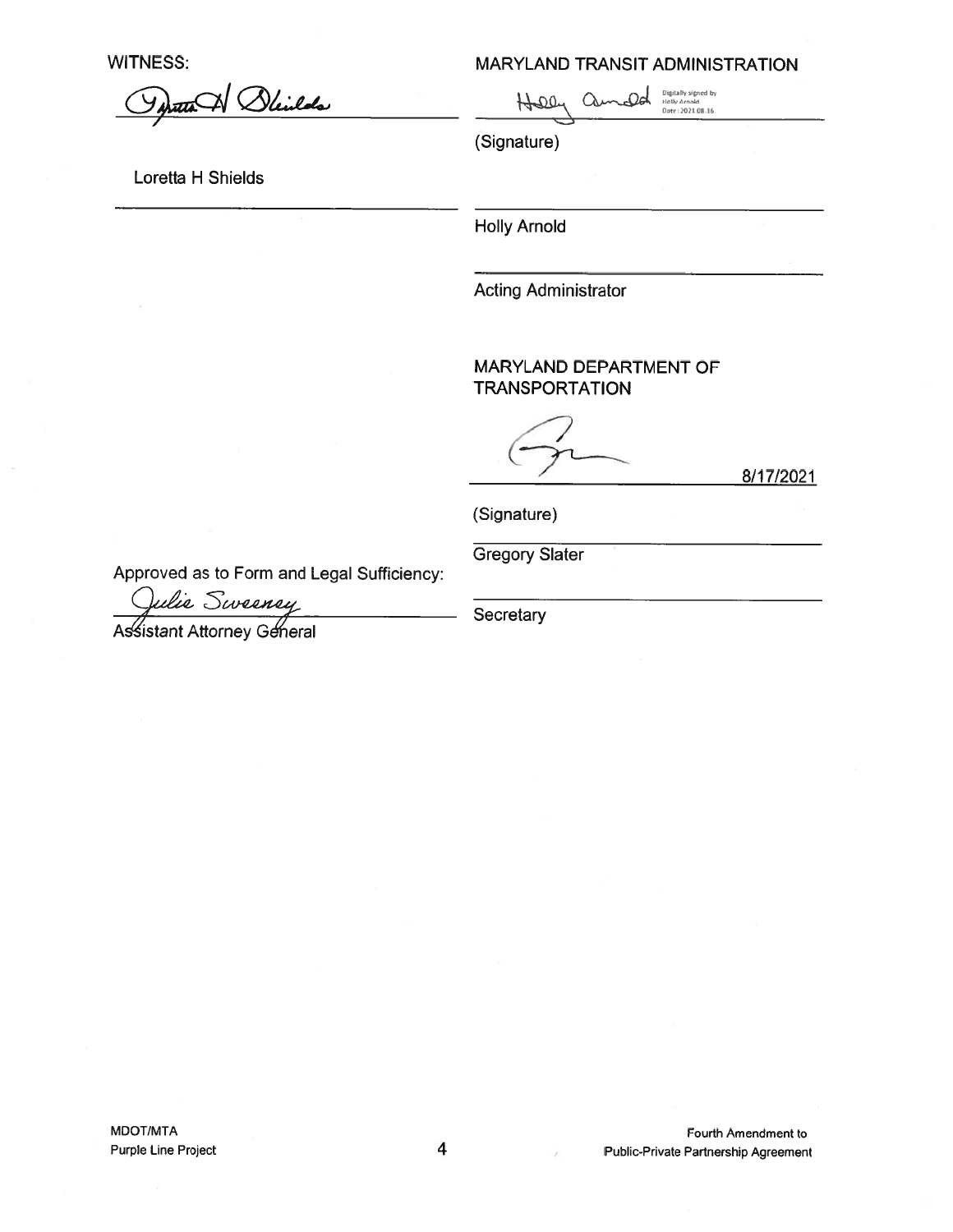WITNESS:

Loretta H Shields

MARYLAND TRANSIT ADMINISTRATION

Holly Arnold Digitally signed by Holly Arnold Date: 2021.08.16

(Signature)

Holly Arnold

Acting Administrator

MARYLAND DEPARTMENT OF TRANSPORTATION

8/17/2021

(Signature)

Gregory Slater

Secretary

Approved as to Form and Legal Sufficiency:

Julie Sweeney

Assistant Attorney General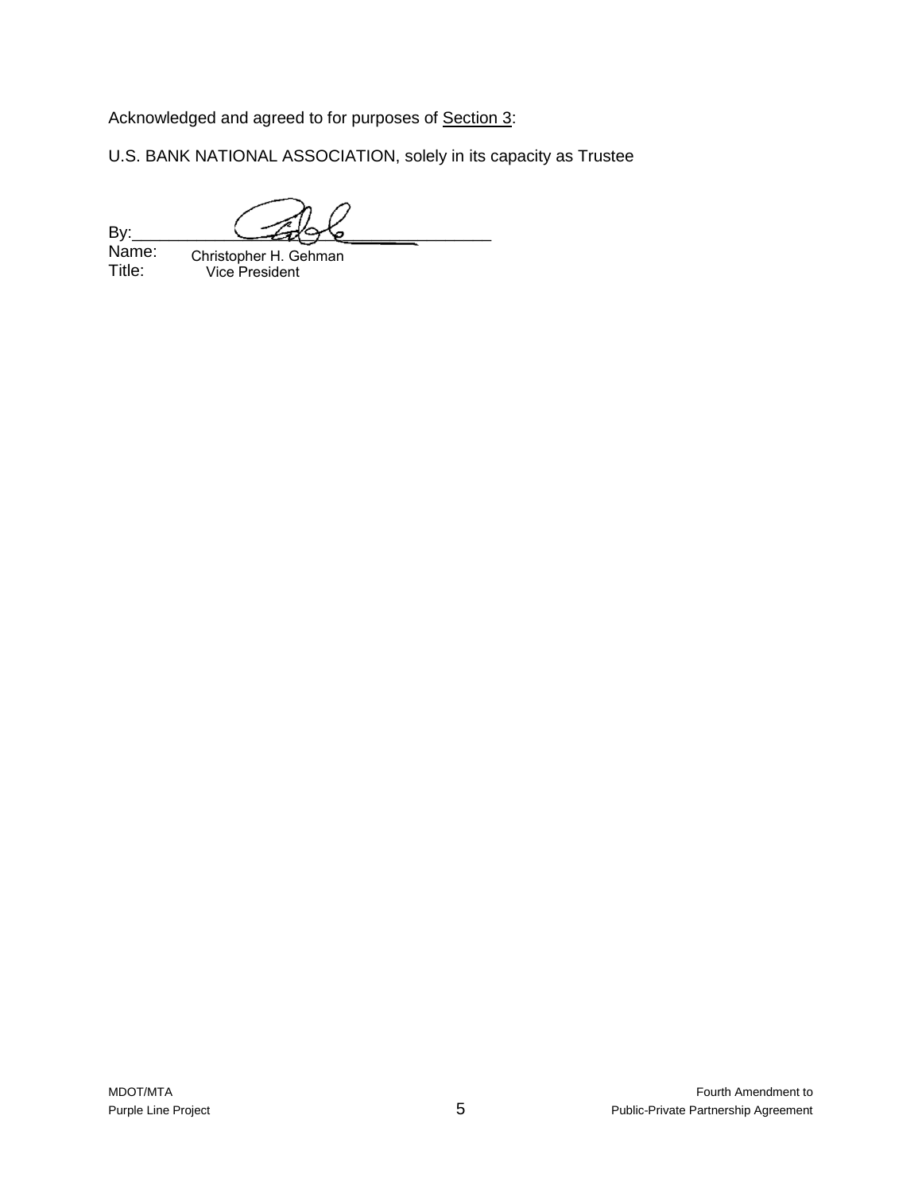Acknowledged and agreed to for purposes of <u>Section 3</u>:

U.S. BANK NATIONAL ASSOCIATION, solely in its capacity as Trustee

By:\_\_\_\_\_\_\_\_\_\_\_\_\_\_\_\_\_\_\_\_\_\_\_\_\_\_\_\_\_\_\_\_\_\_\_\_\_\_
Name: Christopher H. Gehman
Title: Vice President